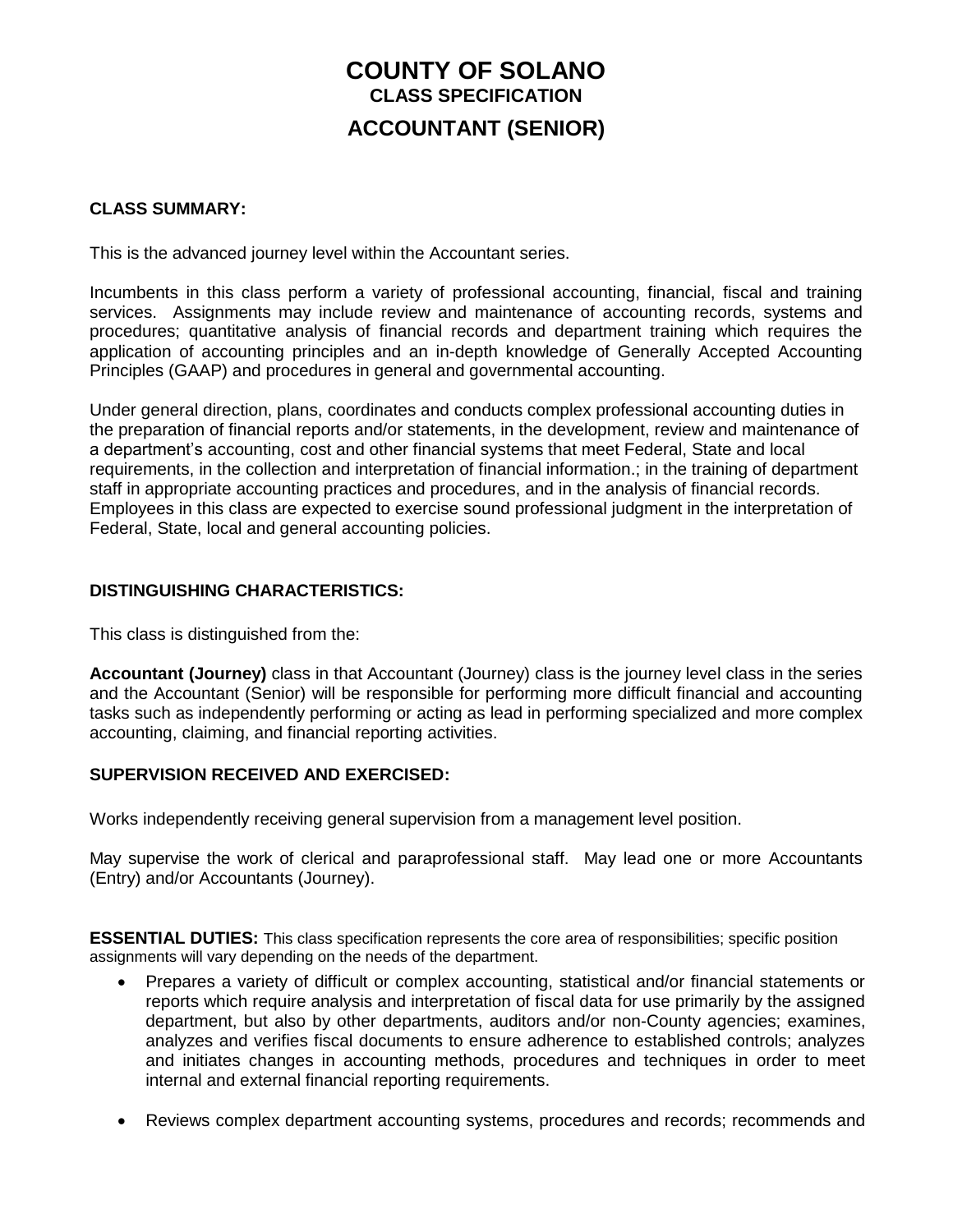# COUNTY OF SOLANO

## CLASS SPECIFICATION

## ACCOUNTANT (SENIOR)

### CLASS SUMMARY:

This is the advanced journey level within the Accountant series.

Incumbents in this class perform a variety of professional accounting, financial, fiscal and training services. Assignments may include review and maintenance of accounting records, systems and procedures; quantitative analysis of financial records and department training which requires the application of accounting principles and an in-depth knowledge of Generally Accepted Accounting Principles (GAAP) and procedures in general and governmental accounting.

Under general direction, plans, coordinates and conducts complex professional accounting duties in the preparation of financial reports and/or statements, in the development, review and maintenance of a department's accounting, cost and other financial systems that meet Federal, State and local requirements, in the collection and interpretation of financial information.; in the training of department staff in appropriate accounting practices and procedures, and in the analysis of financial records. Employees in this class are expected to exercise sound professional judgment in the interpretation of Federal, State, local and general accounting policies.

### DISTINGUISHING CHARACTERISTICS:

This class is distinguished from the:

**Accountant (Journey)** class in that Accountant (Journey) class is the journey level class in the series and the Accountant (Senior) will be responsible for performing more difficult financial and accounting tasks such as independently performing or acting as lead in performing specialized and more complex accounting, claiming, and financial reporting activities.

### SUPERVISION RECEIVED AND EXERCISED:

Works independently receiving general supervision from a management level position.

May supervise the work of clerical and paraprofessional staff. May lead one or more Accountants (Entry) and/or Accountants (Journey).

**ESSENTIAL DUTIES:** This class specification represents the core area of responsibilities; specific position assignments will vary depending on the needs of the department.

- Prepares a variety of difficult or complex accounting, statistical and/or financial statements or reports which require analysis and interpretation of fiscal data for use primarily by the assigned department, but also by other departments, auditors and/or non-County agencies; examines, analyzes and verifies fiscal documents to ensure adherence to established controls; analyzes and initiates changes in accounting methods, procedures and techniques in order to meet internal and external financial reporting requirements.

- Reviews complex department accounting systems, procedures and records; recommends and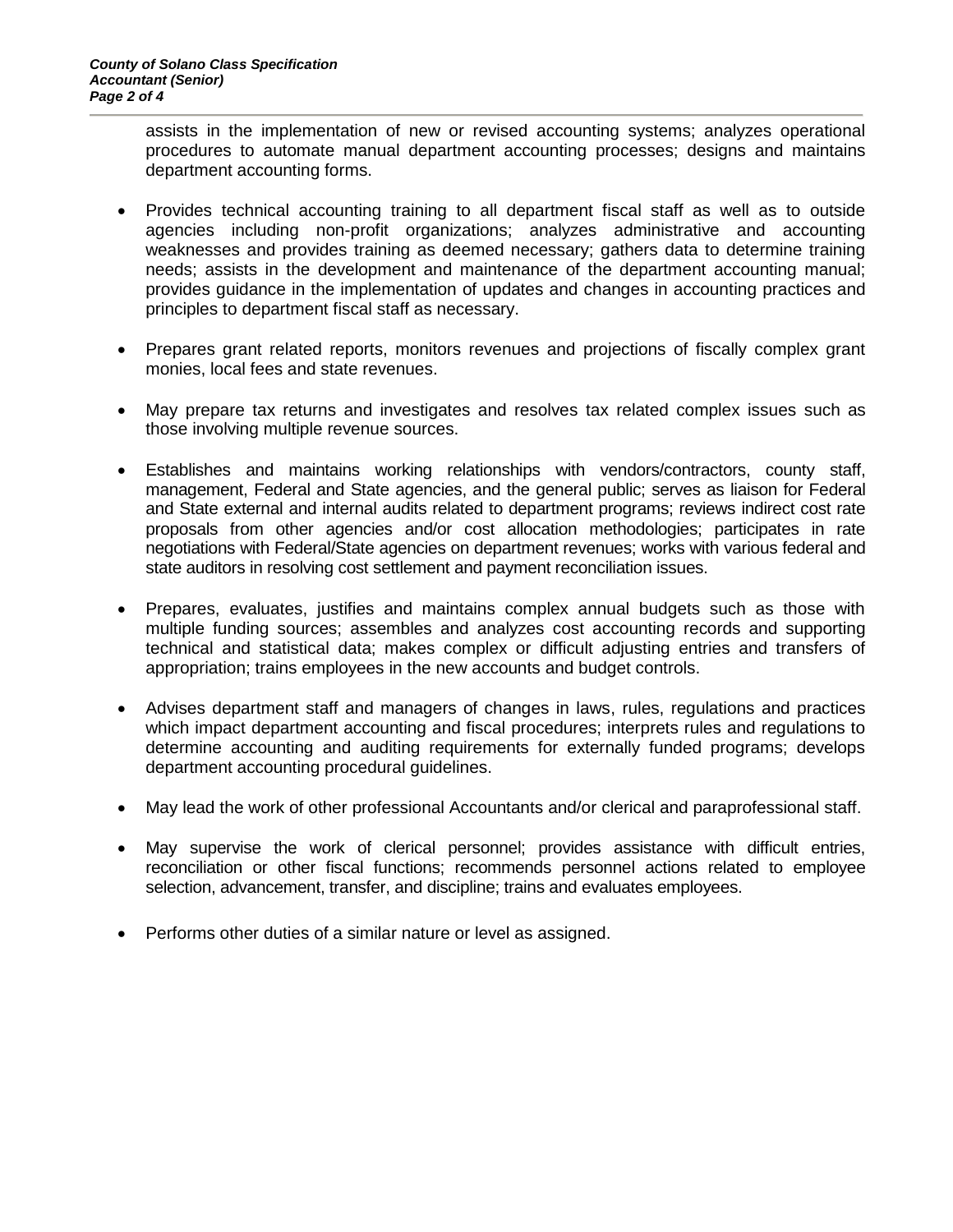assists in the implementation of new or revised accounting systems; analyzes operational procedures to automate manual department accounting processes; designs and maintains department accounting forms.

- Provides technical accounting training to all department fiscal staff as well as to outside agencies including non-profit organizations; analyzes administrative and accounting weaknesses and provides training as deemed necessary; gathers data to determine training needs; assists in the development and maintenance of the department accounting manual; provides guidance in the implementation of updates and changes in accounting practices and principles to department fiscal staff as necessary.

- Prepares grant related reports, monitors revenues and projections of fiscally complex grant monies, local fees and state revenues.

- May prepare tax returns and investigates and resolves tax related complex issues such as those involving multiple revenue sources.

- Establishes and maintains working relationships with vendors/contractors, county staff, management, Federal and State agencies, and the general public; serves as liaison for Federal and State external and internal audits related to department programs; reviews indirect cost rate proposals from other agencies and/or cost allocation methodologies; participates in rate negotiations with Federal/State agencies on department revenues; works with various federal and state auditors in resolving cost settlement and payment reconciliation issues.

- Prepares, evaluates, justifies and maintains complex annual budgets such as those with multiple funding sources; assembles and analyzes cost accounting records and supporting technical and statistical data; makes complex or difficult adjusting entries and transfers of appropriation; trains employees in the new accounts and budget controls.

- Advises department staff and managers of changes in laws, rules, regulations and practices which impact department accounting and fiscal procedures; interprets rules and regulations to determine accounting and auditing requirements for externally funded programs; develops department accounting procedural guidelines.

- May lead the work of other professional Accountants and/or clerical and paraprofessional staff.

- May supervise the work of clerical personnel; provides assistance with difficult entries, reconciliation or other fiscal functions; recommends personnel actions related to employee selection, advancement, transfer, and discipline; trains and evaluates employees.

- Performs other duties of a similar nature or level as assigned.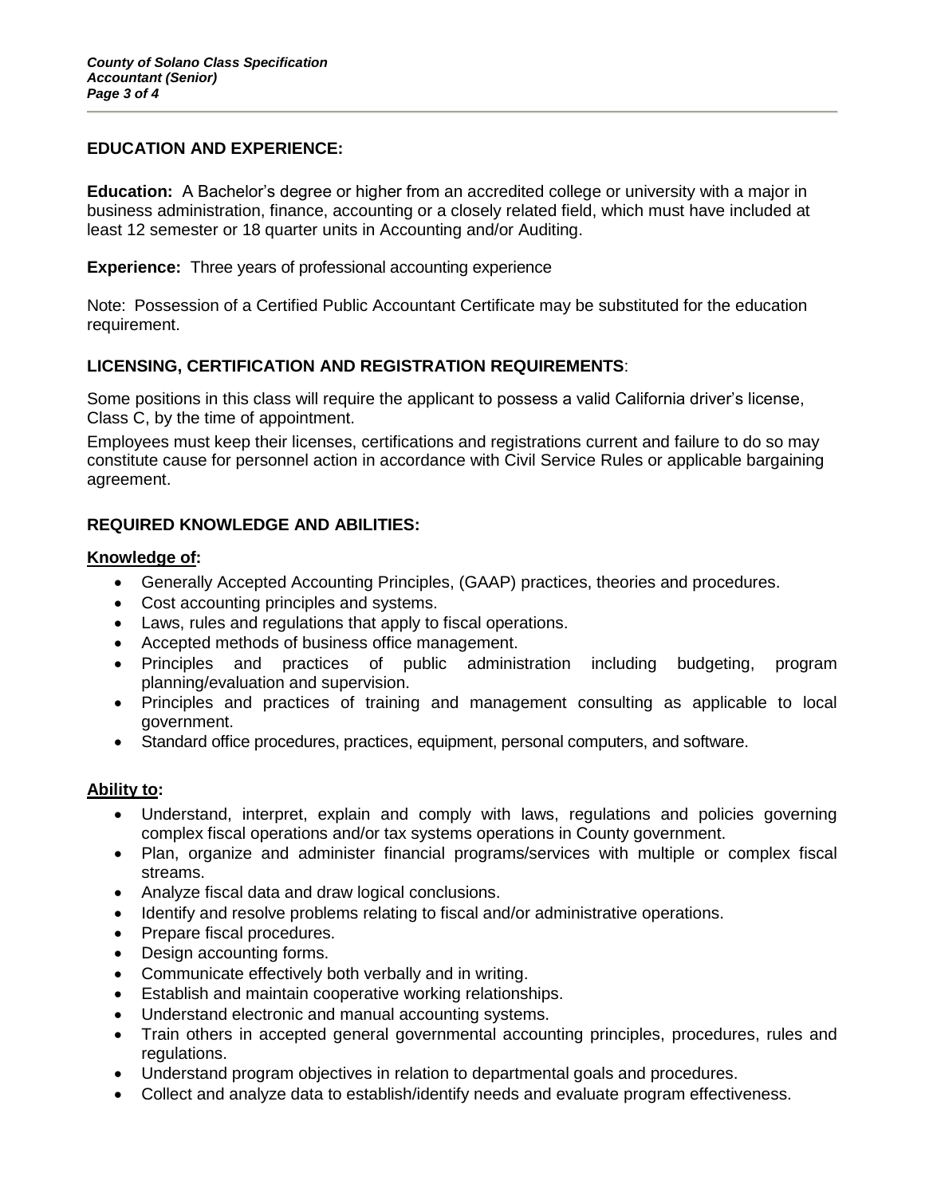## EDUCATION AND EXPERIENCE:

**Education:** A Bachelor's degree or higher from an accredited college or university with a major in business administration, finance, accounting or a closely related field, which must have included at least 12 semester or 18 quarter units in Accounting and/or Auditing.

**Experience:** Three years of professional accounting experience

Note: Possession of a Certified Public Accountant Certificate may be substituted for the education requirement.

## LICENSING, CERTIFICATION AND REGISTRATION REQUIREMENTS:

Some positions in this class will require the applicant to possess a valid California driver's license, Class C, by the time of appointment.

Employees must keep their licenses, certifications and registrations current and failure to do so may constitute cause for personnel action in accordance with Civil Service Rules or applicable bargaining agreement.

## REQUIRED KNOWLEDGE AND ABILITIES:

**Knowledge of:**

- Generally Accepted Accounting Principles, (GAAP) practices, theories and procedures.
- Cost accounting principles and systems.
- Laws, rules and regulations that apply to fiscal operations.
- Accepted methods of business office management.
- Principles and practices of public administration including budgeting, program planning/evaluation and supervision.
- Principles and practices of training and management consulting as applicable to local government.
- Standard office procedures, practices, equipment, personal computers, and software.

**Ability to:**

- Understand, interpret, explain and comply with laws, regulations and policies governing complex fiscal operations and/or tax systems operations in County government.
- Plan, organize and administer financial programs/services with multiple or complex fiscal streams.
- Analyze fiscal data and draw logical conclusions.
- Identify and resolve problems relating to fiscal and/or administrative operations.
- Prepare fiscal procedures.
- Design accounting forms.
- Communicate effectively both verbally and in writing.
- Establish and maintain cooperative working relationships.
- Understand electronic and manual accounting systems.
- Train others in accepted general governmental accounting principles, procedures, rules and regulations.
- Understand program objectives in relation to departmental goals and procedures.
- Collect and analyze data to establish/identify needs and evaluate program effectiveness.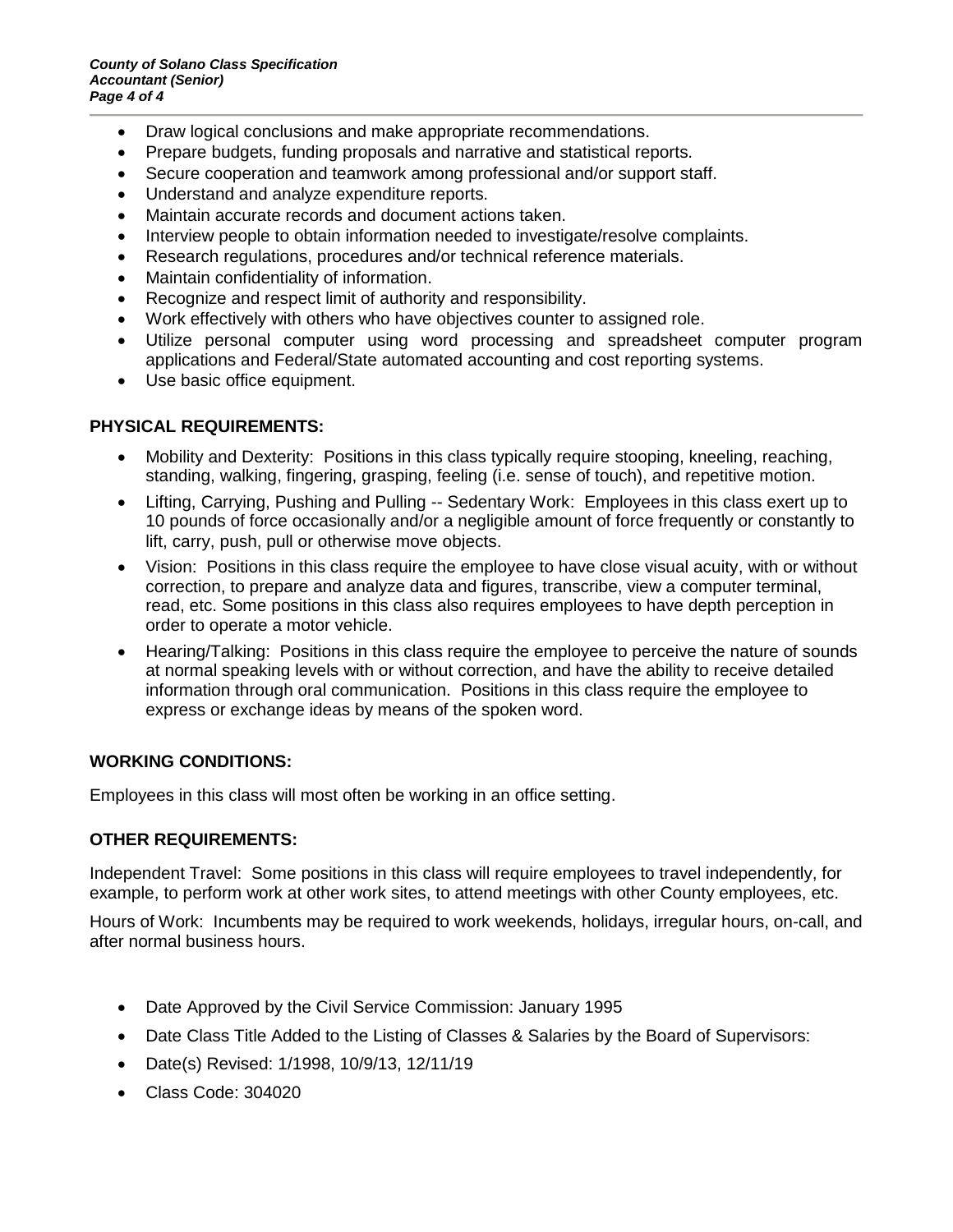- Draw logical conclusions and make appropriate recommendations.
- Prepare budgets, funding proposals and narrative and statistical reports.
- Secure cooperation and teamwork among professional and/or support staff.
- Understand and analyze expenditure reports.
- Maintain accurate records and document actions taken.
- Interview people to obtain information needed to investigate/resolve complaints.
- Research regulations, procedures and/or technical reference materials.
- Maintain confidentiality of information.
- Recognize and respect limit of authority and responsibility.
- Work effectively with others who have objectives counter to assigned role.
- Utilize personal computer using word processing and spreadsheet computer program applications and Federal/State automated accounting and cost reporting systems.
- Use basic office equipment.

**PHYSICAL REQUIREMENTS:**

- Mobility and Dexterity: Positions in this class typically require stooping, kneeling, reaching, standing, walking, fingering, grasping, feeling (i.e. sense of touch), and repetitive motion.
- Lifting, Carrying, Pushing and Pulling -- Sedentary Work: Employees in this class exert up to 10 pounds of force occasionally and/or a negligible amount of force frequently or constantly to lift, carry, push, pull or otherwise move objects.
- Vision: Positions in this class require the employee to have close visual acuity, with or without correction, to prepare and analyze data and figures, transcribe, view a computer terminal, read, etc. Some positions in this class also requires employees to have depth perception in order to operate a motor vehicle.
- Hearing/Talking: Positions in this class require the employee to perceive the nature of sounds at normal speaking levels with or without correction, and have the ability to receive detailed information through oral communication. Positions in this class require the employee to express or exchange ideas by means of the spoken word.

**WORKING CONDITIONS:**

Employees in this class will most often be working in an office setting.

**OTHER REQUIREMENTS:**

Independent Travel: Some positions in this class will require employees to travel independently, for example, to perform work at other work sites, to attend meetings with other County employees, etc.

Hours of Work: Incumbents may be required to work weekends, holidays, irregular hours, on-call, and after normal business hours.

- Date Approved by the Civil Service Commission: January 1995
- Date Class Title Added to the Listing of Classes & Salaries by the Board of Supervisors:
- Date(s) Revised: 1/1998, 10/9/13, 12/11/19
- Class Code: 304020